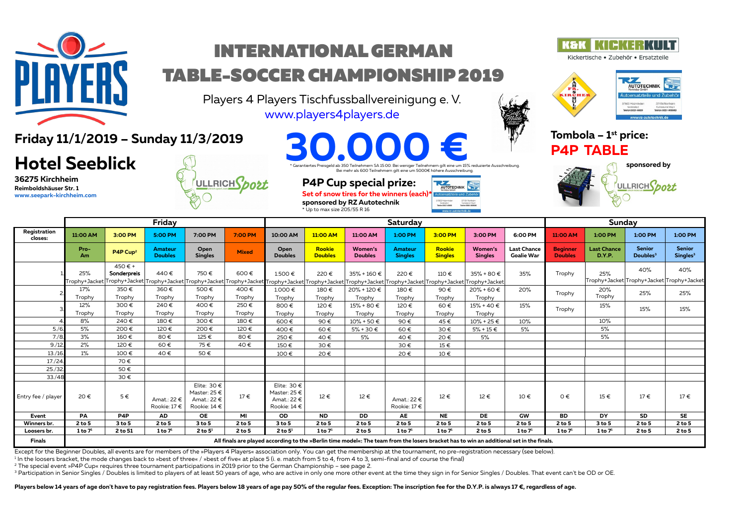# INTERNATIONAL GERMAN TABLE-SOCCER CHAMPIONSHIP 2019

Players 4 Players Tischfussballvereinigung e. V.
www.players4players.de

K&K KICKERKULT
Kickertische • Zubehör • Ersatzteile

## Friday 11/1/2019 – Sunday 11/3/2019

## Hotel Seeblick

**36275 Kirchheim**
**Reimboldshäuser Str. 1**
**www.seepark-kirchheim.com**

# 30.000 €

\* Garantiertes Preisgeld ab 350 Teilnehmern SA 15:00. Bei weniger Teilnehmern gilt eine um 15% reduzierte Ausschreibung. Bei mehr als 600 Teilnehmern gilt eine um 5000€ höhere Ausschreibung.

## P4P Cup special prize:

**Set of snow tires for the winners (each)\***
**sponsored by RZ Autotechnik**
\* Up to max size 205/55 R 16

## Tombola – 1st price:

## P4P TABLE

**sponsored by** ULLRICH Sport

| | Friday | | | | | Saturday | | | | | | | Sunday | | | |
|---|---|---|---|---|---|---|---|---|---|---|---|---|---|---|---|---|
| **Registration closes:** | **11:00 AM** | **3:00 PM** | **5:00 PM** | **7:00 PM** | **7:00 PM** | **10:00 AM** | **11:00 AM** | **11:00 AM** | **1:00 PM** | **3:00 PM** | **3:00 PM** | **6:00 PM** | **11:00 AM** | **1:00 PM** | **1:00 PM** | **1:00 PM** |
| | **Pro-Am** | **P4P Cup²** | **Amateur Doubles** | **Open Singles** | **Mixed** | **Open Doubles** | **Rookie Doubles** | **Women's Doubles** | **Amateur Singles** | **Rookie Singles** | **Women's Singles** | **Last Chance Goalie War** | **Beginner Doubles** | **Last Chance D.Y.P.** | **Senior Doubles³** | **Senior Singles³** |
| 1. | 25% Trophy+Jacket | 450 € + Sonderpreis Trophy+Jacket | 440 € Trophy+Jacket | 750 € Trophy+Jacket | 600 € Trophy+Jacket | 1.500 € Trophy+Jacket | 220 € Trophy+Jacket | 35% + 160 € Trophy+Jacket | 220 € Trophy+Jacket | 110 € Trophy+Jacket | 35% + 80 € Trophy+Jacket | 35% | Trophy | 25% Trophy+Jacket | 40% Trophy+Jacket | 40% Trophy+Jacket |
| 2. | 17% Trophy | 350 € Trophy | 360 € Trophy | 500 € Trophy | 400 € Trophy | 1.000 € Trophy | 180 € Trophy | 20% + 120 € Trophy | 180 € Trophy | 90 € Trophy | 20% + 60 € Trophy | 20% | Trophy | 20% Trophy | 25% | 25% |
| 3. | 12% Trophy | 300 € Trophy | 240 € Trophy | 400 € Trophy | 250 € Trophy | 800 € Trophy | 120 € Trophy | 15% + 80 € Trophy | 120 € Trophy | 60 € Trophy | 15% + 40 € Trophy | 15% | Trophy | 15% | 15% | 15% |
| 4. | 8% | 240 € | 180 € | 300 € | 180 € | 600 € | 90 € | 10% + 50 € | 90 € | 45 € | 10% + 25 € | 10% | | 10% | | |
| 5./6. | 5% | 200 € | 120 € | 200 € | 120 € | 400 € | 60 € | 5% + 30 € | 60 € | 30 € | 5% + 15 € | 5% | | 5% | | |
| 7./8. | 3% | 160 € | 80 € | 125 € | 80 € | 250 € | 40 € | 5% | 40 € | 20 € | 5% | | | 5% | | |
| 9./12. | 2% | 120 € | 60 € | 75 € | 40 € | 150 € | 30 € | | 30 € | 15 € | | | | | | |
| 13./16. | 1% | 100 € | 40 € | 50 € | | 100 € | 20 € | | 20 € | 10 € | | | | | | |
| 17./24. | | 70 € | | | | | | | | | | | | | | |
| 25./32. | | 50 € | | | | | | | | | | | | | | |
| 33./48. | | 30 € | | | | | | | | | | | | | | |
| Entry fee / player | 20 € | 5 € | Amat.: 22 € Rookie: 17 € | Elite: 30 € Master: 25 € Amat.: 22 € Rookie: 14 € | 17 € | Elite: 30 € Master: 25 € Amat.: 22 € Rookie: 14 € | 12 € | 12 € | Amat.: 22 € Rookie: 17 € | 12 € | 12 € | 10 € | 0 € | 15 € | 17 € | 17 € |
| **Event** | **PA** | **P4P** | **AD** | **OE** | **MI** | **OD** | **ND** | **DD** | **AE** | **NE** | **DE** | **GW** | **BD** | **DY** | **SD** | **SE** |
| **Winners br.** | **2 to 5** | **3 to 5** | **2 to 5** | **3 to 5** | **2 to 5** | **3 to 5** | **2 to 5** | **2 to 5** | **2 to 5** | **2 to 5** | **2 to 5** | **2 to 5** | **2 to 5** | **3 to 5** | **2 to 5** | **2 to 5** |
| **Loosers br.** | **1 to 7¹** | **2 to 51** | **1 to 7¹** | **2 to 5¹** | **2 to 5** | **2 to 5¹** | **1 to 7¹** | **2 to 5** | **1 to 7¹** | **1 to 7¹** | **2 to 5** | **1 to 7¹** | **1 to 7¹** | **1 to 7¹** | **2 to 5** | **2 to 5** |
| **Finals** | **All finals are played according to the »Berlin time model«: The team from the losers bracket has to win an additional set in the finals.** | | | | | | | | | | | | | | | |

Except for the Beginner Doubles, all events are for members of the »Players 4 Players« association only. You can get the membership at the tournament, no pre-registration necessary (see below).

[1] In the loosers bracket, the mode changes back to »best of three« / »best of five« at place 5 (i. e. match from 5 to 4, from 4 to 3, semi-final and of course the final)

[2] The special event »P4P Cup« requires three tournament participations in 2019 prior to the German Championship – see page 2.

[3] Participation in Senior Singles / Doubles is limited to players of at least 50 years of age, who are active in only one more other event at the time they sign in for Senior Singles / Doubles. That event can't be OD or OE.

**Players below 14 years of age don't have to pay registration fees. Players below 18 years of age pay 50% of the regular fees. Exception: The inscription fee for the D.Y.P. is always 17 €, regardless of age.**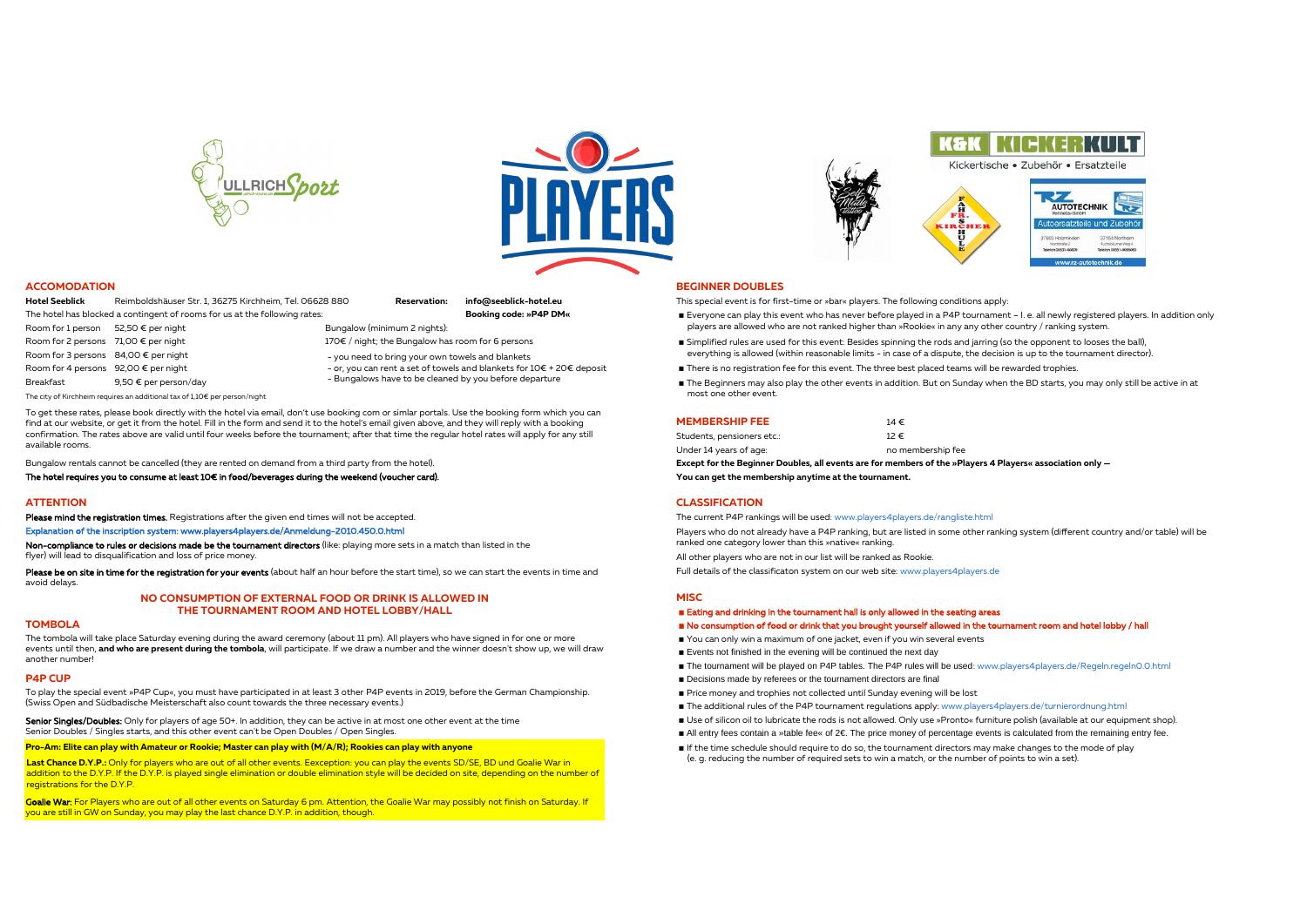## ACCOMODATION

**Hotel Seeblick** Reimboldshäuser Str. 1, 36275 Kirchheim, Tel. 06628 880 **Reservation:** **info@seeblick-hotel.eu**

The hotel has blocked a contingent of rooms for us at the following rates: **Booking code: »P4P DM«**

| | |
|---|---|
| Room for 1 person | 52,50 € per night |
| Room for 2 persons | 71,00 € per night |
| Room for 3 persons | 84,00 € per night |
| Room for 4 persons | 92,00 € per night |
| Breakfast | 9,50 € per person/day |

Bungalow (minimum 2 nights):
170€ / night; the Bungalow has room for 6 persons
- you need to bring your own towels and blankets
- or, you can rent a set of towels and blankets for 10€ + 20€ deposit
- Bungalows have to be cleaned by you before departure

The city of Kirchheim requires an additional tax of 1,10€ per person/night

To get these rates, please book directly with the hotel via email, don't use booking com or simlar portals. Use the booking form which you can find at our website, or get it from the hotel. Fill in the form and send it to the hotel's email given above, and they will reply with a booking confirmation. The rates above are valid until four weeks before the tournament; after that time the regular hotel rates will apply for any still available rooms.

Bungalow rentals cannot be cancelled (they are rented on demand from a third party from the hotel).

**The hotel requires you to consume at least 10€ in food/beverages during the weekend (voucher card).**

## ATTENTION

**Please mind the registration times.** Registrations after the given end times will not be accepted.

**Explanation of the inscription system: www.players4players.de/Anmeldung-2010.450.0.html**

**Non-compliance to rules or decisions made be the tournament directors** (like: playing more sets in a match than listed in the flyer) will lead to disqualification and loss of price money.

**Please be on site in time for the registration for your events** (about half an hour before the start time), so we can start the events in time and avoid delays.

**NO CONSUMPTION OF EXTERNAL FOOD OR DRINK IS ALLOWED IN THE TOURNAMENT ROOM AND HOTEL LOBBY/HALL**

## TOMBOLA

The tombola will take place Saturday evening during the award ceremony (about 11 pm). All players who have signed in for one or more events until then, **and who are present during the tombola**, will participate. If we draw a number and the winner doesn't show up, we will draw another number!

## P4P CUP

To play the special event »P4P Cup«, you must have participated in at least 3 other P4P events in 2019, before the German Championship. (Swiss Open and Südbadische Meisterschaft also count towards the three necessary events.)

**Senior Singles/Doubles:** Only for players of age 50+. In addition, they can be active in at most one other event at the time Senior Doubles / Singles starts, and this other event can't be Open Doubles / Open Singles.

**Pro-Am: Elite can play with Amateur or Rookie; Master can play with (M/A/R); Rookies can play with anyone**

**Last Chance D.Y.P.:** Only for players who are out of all other events. Eexception: you can play the events SD/SE, BD und Goalie War in addition to the D.Y.P. If the D.Y.P. is played single elimination or double elimination style will be decided on site, depending on the number of registrations for the D.Y.P.

**Goalie War:** For Players who are out of all other events on Saturday 6 pm. Attention, the Goalie War may possibly not finish on Saturday. If you are still in GW on Sunday, you may play the last chance D.Y.P. in addition, though.

## BEGINNER DOUBLES

This special event is for first-time or »bar« players. The following conditions apply:

- Everyone can play this event who has never before played in a P4P tournament – I. e. all newly registered players. In addition only players are allowed who are not ranked higher than »Rookie« in any any other country / ranking system.
- Simplified rules are used for this event: Besides spinning the rods and jarring (so the opponent to looses the ball), everything is allowed (within reasonable limits – in case of a dispute, the decision is up to the tournament director).
- There is no registration fee for this event. The three best placed teams will be rewarded trophies.
- The Beginners may also play the other events in addition. But on Sunday when the BD starts, you may only still be active in at most one other event.

## MEMBERSHIP FEE

| | |
|---|---|
| **MEMBERSHIP FEE** | 14 € |
| Students, pensioners etc.: | 12 € |
| Under 14 years of age: | no membership fee |

**Except for the Beginner Doubles, all events are for members of the »Players 4 Players« association only – You can get the membership anytime at the tournament.**

## CLASSIFICATION

The current P4P rankings will be used: www.players4players.de/rangliste.html

Players who do not already have a P4P ranking, but are listed in some other ranking system (different country and/or table) will be ranked one category lower than this »native« ranking.

All other players who are not in our list will be ranked as Rookie.

Full details of the classificaton system on our web site: www.players4players.de

## MISC

- **Eating and drinking in the tournament hall is only allowed in the seating areas**
- **No consumption of food or drink that you brought yourself allowed in the tournament room and hotel lobby / hall**
- You can only win a maximum of one jacket, even if you win several events
- Events not finished in the evening will be continued the next day
- The tournament will be played on P4P tables. The P4P rules will be used: www.players4players.de/Regeln.regeln0.0.html
- Decisions made by referees or the tournament directors are final
- Price money and trophies not collected until Sunday evening will be lost
- The additional rules of the P4P tournament regulations apply: www.players4players.de/turnierordnung.html
- Use of silicon oil to lubricate the rods is not allowed. Only use »Pronto« furniture polish (available at our equipment shop).
- All entry fees contain a »table fee« of 2€. The price money of percentage events is calculated from the remaining entry fee.
- If the time schedule should require to do so, the tournament directors may make changes to the mode of play (e. g. reducing the number of required sets to win a match, or the number of points to win a set).